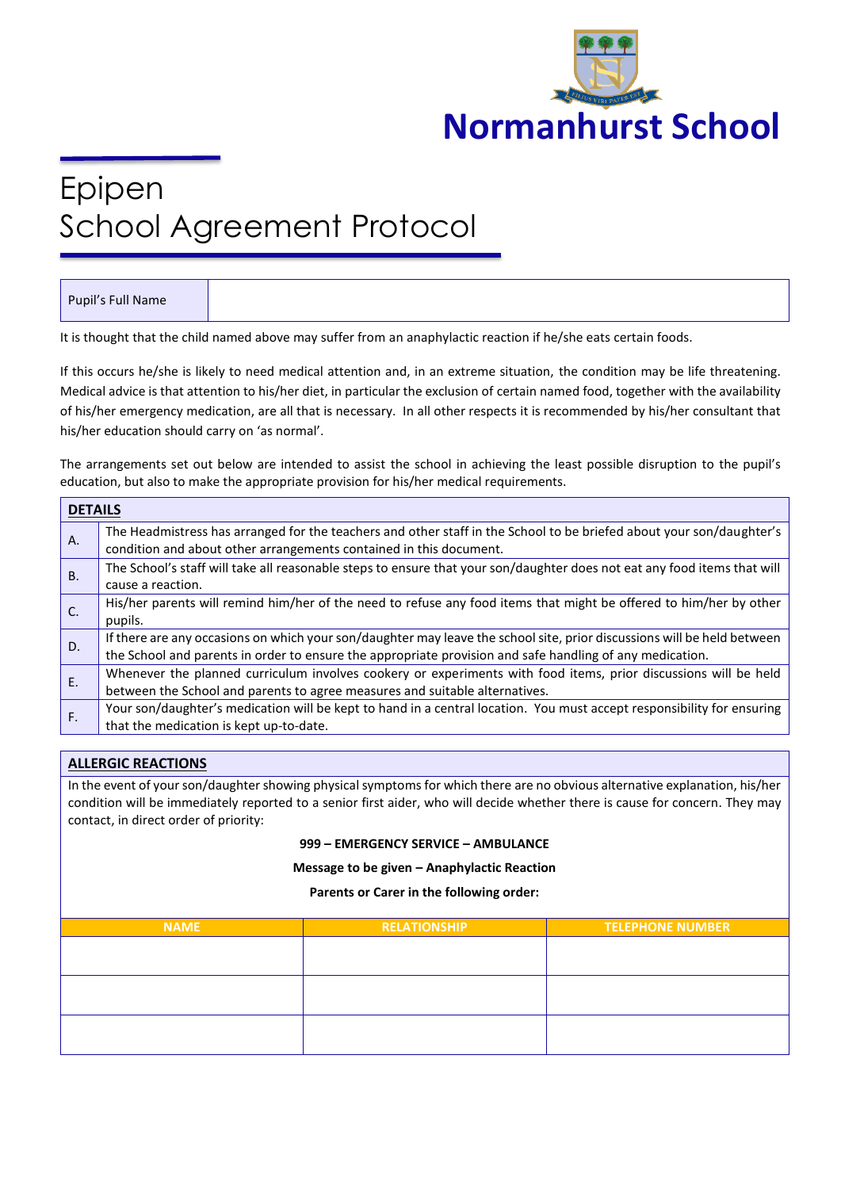# Normanhurst School

# Epipen
# School Agreement Protocol

| | |
|---|---|
| Pupil's Full Name | |

It is thought that the child named above may suffer from an anaphylactic reaction if he/she eats certain foods.

If this occurs he/she is likely to need medical attention and, in an extreme situation, the condition may be life threatening. Medical advice is that attention to his/her diet, in particular the exclusion of certain named food, together with the availability of his/her emergency medication, are all that is necessary. In all other respects it is recommended by his/her consultant that his/her education should carry on 'as normal'.

The arrangements set out below are intended to assist the school in achieving the least possible disruption to the pupil's education, but also to make the appropriate provision for his/her medical requirements.

| **DETAILS** | |
|---|---|
| A. | The Headmistress has arranged for the teachers and other staff in the School to be briefed about your son/daughter's condition and about other arrangements contained in this document. |
| B. | The School's staff will take all reasonable steps to ensure that your son/daughter does not eat any food items that will cause a reaction. |
| C. | His/her parents will remind him/her of the need to refuse any food items that might be offered to him/her by other pupils. |
| D. | If there are any occasions on which your son/daughter may leave the school site, prior discussions will be held between the School and parents in order to ensure the appropriate provision and safe handling of any medication. |
| E. | Whenever the planned curriculum involves cookery or experiments with food items, prior discussions will be held between the School and parents to agree measures and suitable alternatives. |
| F. | Your son/daughter's medication will be kept to hand in a central location. You must accept responsibility for ensuring that the medication is kept up-to-date. |

**ALLERGIC REACTIONS**

In the event of your son/daughter showing physical symptoms for which there are no obvious alternative explanation, his/her condition will be immediately reported to a senior first aider, who will decide whether there is cause for concern. They may contact, in direct order of priority:

**999 – EMERGENCY SERVICE – AMBULANCE**

**Message to be given – Anaphylactic Reaction**

**Parents or Carer in the following order:**

| NAME | RELATIONSHIP | TELEPHONE NUMBER |
|---|---|---|
| | | |
| | | |
| | | |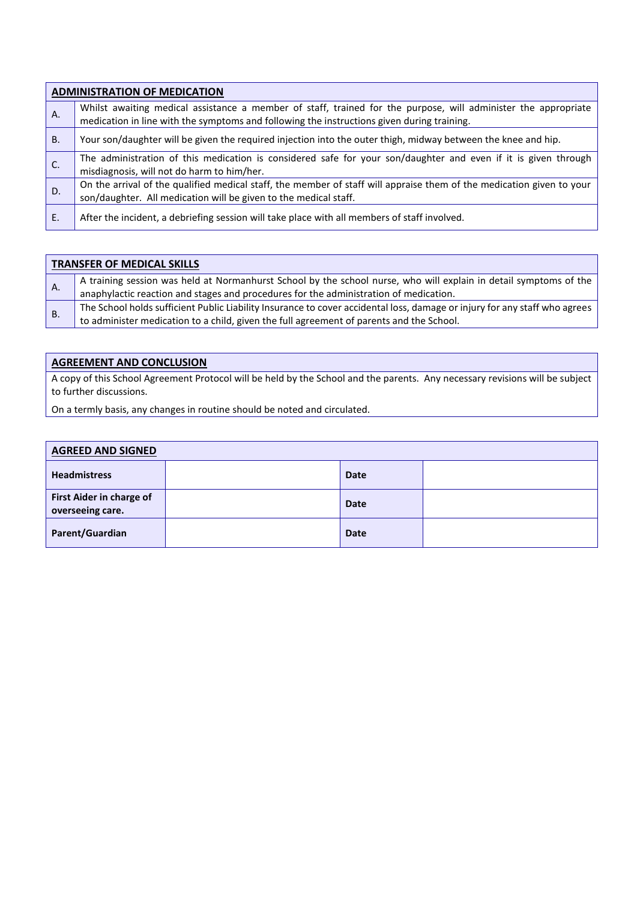| ADMINISTRATION OF MEDICATION | |
|---|---|
| A. | Whilst awaiting medical assistance a member of staff, trained for the purpose, will administer the appropriate medication in line with the symptoms and following the instructions given during training. |
| B. | Your son/daughter will be given the required injection into the outer thigh, midway between the knee and hip. |
| C. | The administration of this medication is considered safe for your son/daughter and even if it is given through misdiagnosis, will not do harm to him/her. |
| D. | On the arrival of the qualified medical staff, the member of staff will appraise them of the medication given to your son/daughter. All medication will be given to the medical staff. |
| E. | After the incident, a debriefing session will take place with all members of staff involved. |

| TRANSFER OF MEDICAL SKILLS | |
|---|---|
| A. | A training session was held at Normanhurst School by the school nurse, who will explain in detail symptoms of the anaphylactic reaction and stages and procedures for the administration of medication. |
| B. | The School holds sufficient Public Liability Insurance to cover accidental loss, damage or injury for any staff who agrees to administer medication to a child, given the full agreement of parents and the School. |

| AGREEMENT AND CONCLUSION |
|---|
| A copy of this School Agreement Protocol will be held by the School and the parents. Any necessary revisions will be subject to further discussions.<br><br>On a termly basis, any changes in routine should be noted and circulated. |

| AGREED AND SIGNED | | | |
|---|---|---|---|
| **Headmistress** | | **Date** | |
| **First Aider in charge of overseeing care.** | | **Date** | |
| **Parent/Guardian** | | **Date** | |